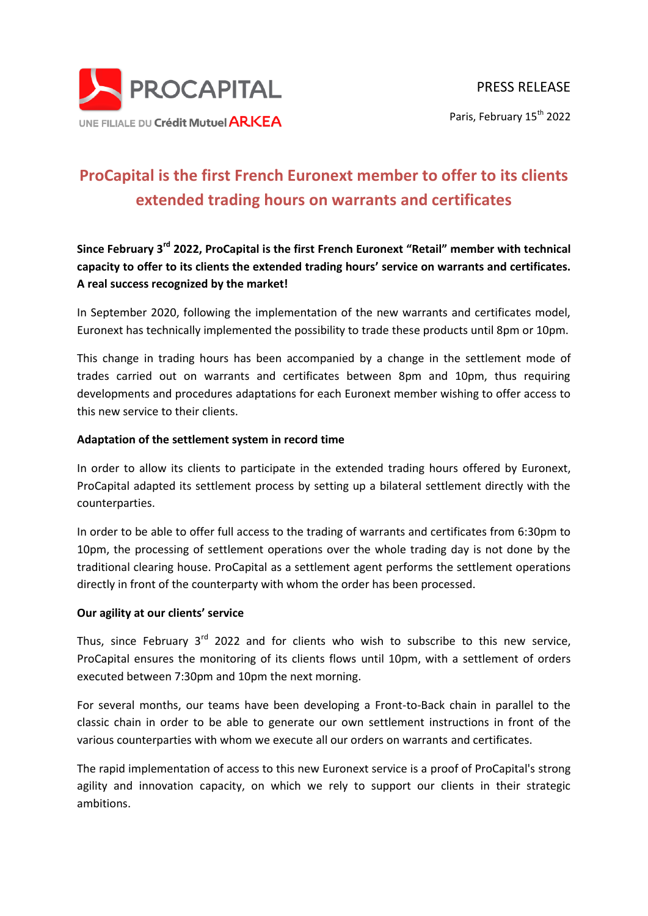PROCAPITAL

UNE FILIALE DU Crédit Mutuel ARKEA

PRESS RELEASE

Paris, February 15th 2022

# ProCapital is the first French Euronext member to offer to its clients extended trading hours on warrants and certificates

**Since February 3rd 2022, ProCapital is the first French Euronext "Retail" member with technical capacity to offer to its clients the extended trading hours' service on warrants and certificates. A real success recognized by the market!**

In September 2020, following the implementation of the new warrants and certificates model, Euronext has technically implemented the possibility to trade these products until 8pm or 10pm.

This change in trading hours has been accompanied by a change in the settlement mode of trades carried out on warrants and certificates between 8pm and 10pm, thus requiring developments and procedures adaptations for each Euronext member wishing to offer access to this new service to their clients.

**Adaptation of the settlement system in record time**

In order to allow its clients to participate in the extended trading hours offered by Euronext, ProCapital adapted its settlement process by setting up a bilateral settlement directly with the counterparties.

In order to be able to offer full access to the trading of warrants and certificates from 6:30pm to 10pm, the processing of settlement operations over the whole trading day is not done by the traditional clearing house. ProCapital as a settlement agent performs the settlement operations directly in front of the counterparty with whom the order has been processed.

**Our agility at our clients' service**

Thus, since February 3rd 2022 and for clients who wish to subscribe to this new service, ProCapital ensures the monitoring of its clients flows until 10pm, with a settlement of orders executed between 7:30pm and 10pm the next morning.

For several months, our teams have been developing a Front-to-Back chain in parallel to the classic chain in order to be able to generate our own settlement instructions in front of the various counterparties with whom we execute all our orders on warrants and certificates.

The rapid implementation of access to this new Euronext service is a proof of ProCapital's strong agility and innovation capacity, on which we rely to support our clients in their strategic ambitions.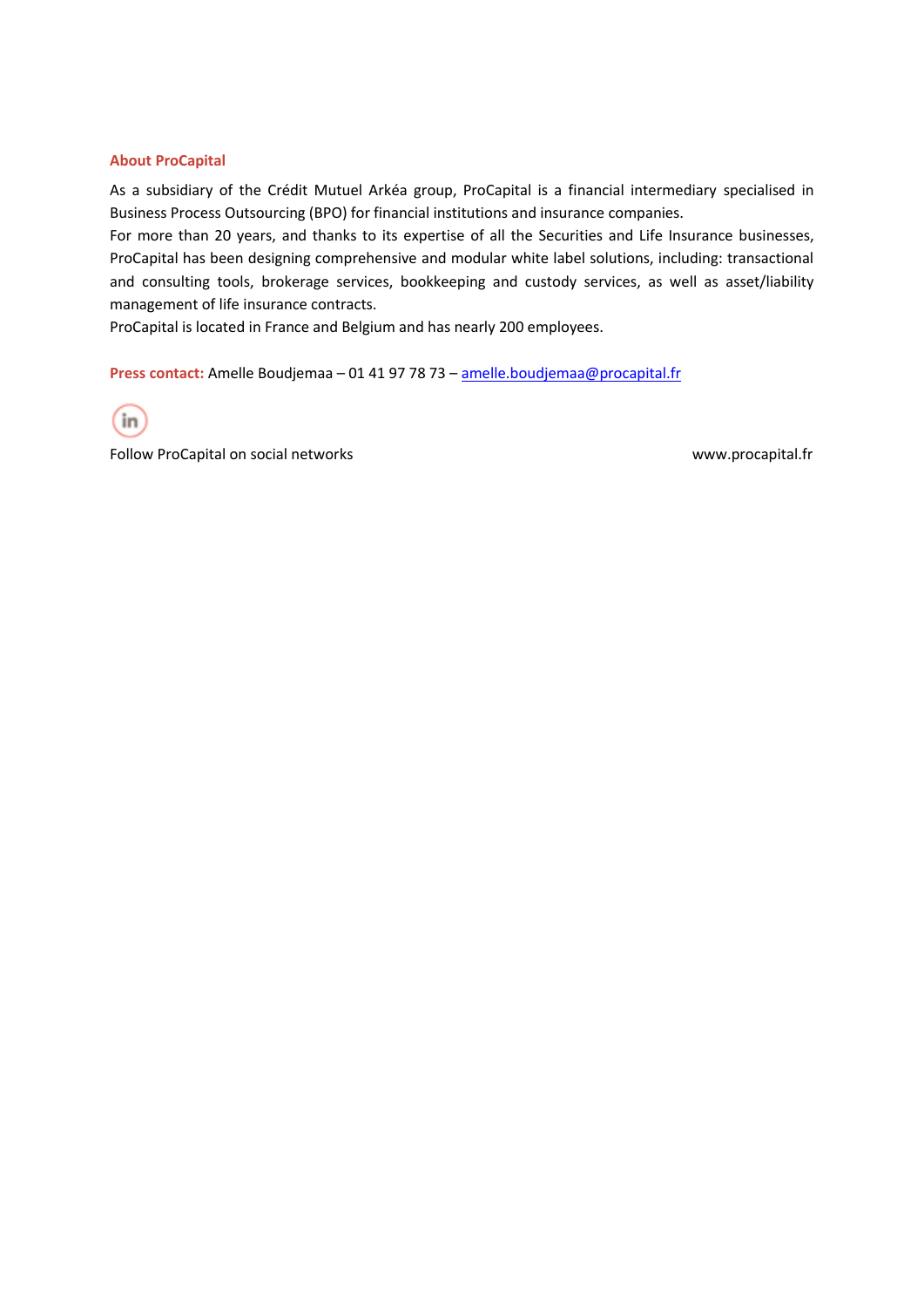**About ProCapital**

As a subsidiary of the Crédit Mutuel Arkéa group, ProCapital is a financial intermediary specialised in Business Process Outsourcing (BPO) for financial institutions and insurance companies.
For more than 20 years, and thanks to its expertise of all the Securities and Life Insurance businesses, ProCapital has been designing comprehensive and modular white label solutions, including: transactional and consulting tools, brokerage services, bookkeeping and custody services, as well as asset/liability management of life insurance contracts.
ProCapital is located in France and Belgium and has nearly 200 employees.

**Press contact:** Amelle Boudjemaa – 01 41 97 78 73 – amelle.boudjemaa@procapital.fr

Follow ProCapital on social networks

www.procapital.fr